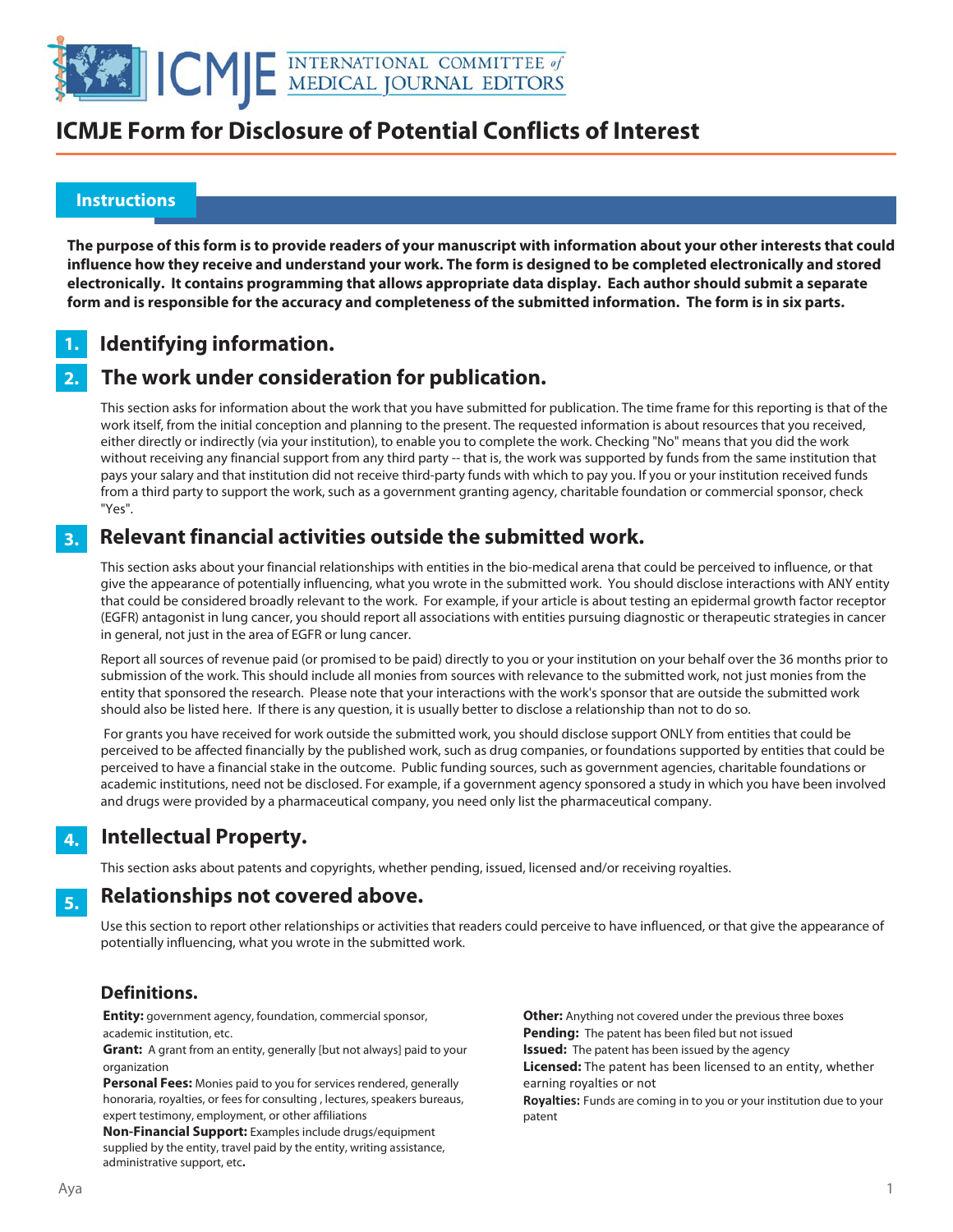# ICMJE Form for Disclosure of Potential Conflicts of Interest

## Instructions

**The purpose of this form is to provide readers of your manuscript with information about your other interests that could influence how they receive and understand your work. The form is designed to be completed electronically and stored electronically. It contains programming that allows appropriate data display. Each author should submit a separate form and is responsible for the accuracy and completeness of the submitted information. The form is in six parts.**

## 1. Identifying information.

## 2. The work under consideration for publication.

This section asks for information about the work that you have submitted for publication. The time frame for this reporting is that of the work itself, from the initial conception and planning to the present. The requested information is about resources that you received, either directly or indirectly (via your institution), to enable you to complete the work. Checking "No" means that you did the work without receiving any financial support from any third party -- that is, the work was supported by funds from the same institution that pays your salary and that institution did not receive third-party funds with which to pay you. If you or your institution received funds from a third party to support the work, such as a government granting agency, charitable foundation or commercial sponsor, check "Yes".

## 3. Relevant financial activities outside the submitted work.

This section asks about your financial relationships with entities in the bio-medical arena that could be perceived to influence, or that give the appearance of potentially influencing, what you wrote in the submitted work. You should disclose interactions with ANY entity that could be considered broadly relevant to the work. For example, if your article is about testing an epidermal growth factor receptor (EGFR) antagonist in lung cancer, you should report all associations with entities pursuing diagnostic or therapeutic strategies in cancer in general, not just in the area of EGFR or lung cancer.

Report all sources of revenue paid (or promised to be paid) directly to you or your institution on your behalf over the 36 months prior to submission of the work. This should include all monies from sources with relevance to the submitted work, not just monies from the entity that sponsored the research. Please note that your interactions with the work's sponsor that are outside the submitted work should also be listed here. If there is any question, it is usually better to disclose a relationship than not to do so.

For grants you have received for work outside the submitted work, you should disclose support ONLY from entities that could be perceived to be affected financially by the published work, such as drug companies, or foundations supported by entities that could be perceived to have a financial stake in the outcome. Public funding sources, such as government agencies, charitable foundations or academic institutions, need not be disclosed. For example, if a government agency sponsored a study in which you have been involved and drugs were provided by a pharmaceutical company, you need only list the pharmaceutical company.

## 4. Intellectual Property.

This section asks about patents and copyrights, whether pending, issued, licensed and/or receiving royalties.

## 5. Relationships not covered above.

Use this section to report other relationships or activities that readers could perceive to have influenced, or that give the appearance of potentially influencing, what you wrote in the submitted work.

### Definitions.

**Entity:** government agency, foundation, commercial sponsor, academic institution, etc.

**Grant:** A grant from an entity, generally [but not always] paid to your organization

**Personal Fees:** Monies paid to you for services rendered, generally honoraria, royalties, or fees for consulting , lectures, speakers bureaus, expert testimony, employment, or other affiliations

**Non-Financial Support:** Examples include drugs/equipment supplied by the entity, travel paid by the entity, writing assistance, administrative support, etc**.**

**Other:** Anything not covered under the previous three boxes

**Pending:** The patent has been filed but not issued

**Issued:** The patent has been issued by the agency

**Licensed:** The patent has been licensed to an entity, whether earning royalties or not

**Royalties:** Funds are coming in to you or your institution due to your patent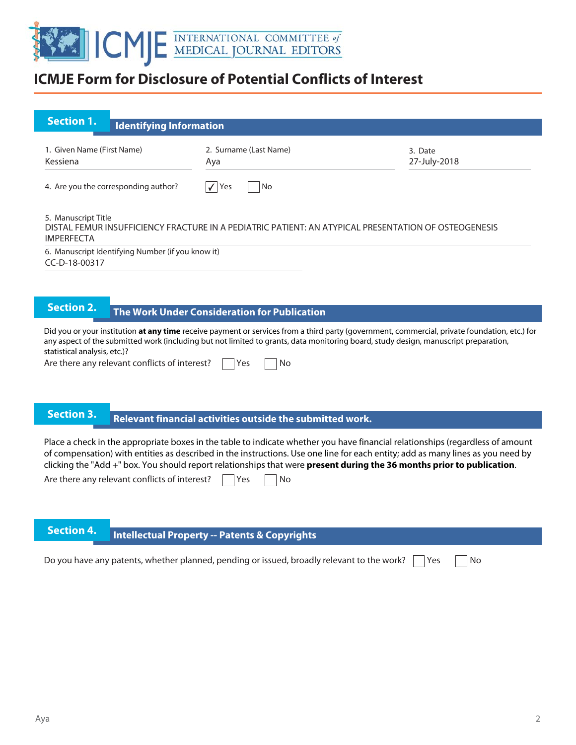# ICMJE Form for Disclosure of Potential Conflicts of Interest

## Section 1. Identifying Information

1. Given Name (First Name)
Kessiena

2. Surname (Last Name)
Aya

3. Date
27-July-2018

4. Are you the corresponding author? ☑ Yes ☐ No

5. Manuscript Title
DISTAL FEMUR INSUFFICIENCY FRACTURE IN A PEDIATRIC PATIENT: AN ATYPICAL PRESENTATION OF OSTEOGENESIS IMPERFECTA

6. Manuscript Identifying Number (if you know it)
CC-D-18-00317

## Section 2. The Work Under Consideration for Publication

Did you or your institution **at any time** receive payment or services from a third party (government, commercial, private foundation, etc.) for any aspect of the submitted work (including but not limited to grants, data monitoring board, study design, manuscript preparation, statistical analysis, etc.)?

Are there any relevant conflicts of interest? ☐ Yes ☐ No

## Section 3. Relevant financial activities outside the submitted work.

Place a check in the appropriate boxes in the table to indicate whether you have financial relationships (regardless of amount of compensation) with entities as described in the instructions. Use one line for each entity; add as many lines as you need by clicking the "Add +" box. You should report relationships that were **present during the 36 months prior to publication**.

Are there any relevant conflicts of interest? ☐ Yes ☐ No

## Section 4. Intellectual Property -- Patents & Copyrights

Do you have any patents, whether planned, pending or issued, broadly relevant to the work? ☐ Yes ☐ No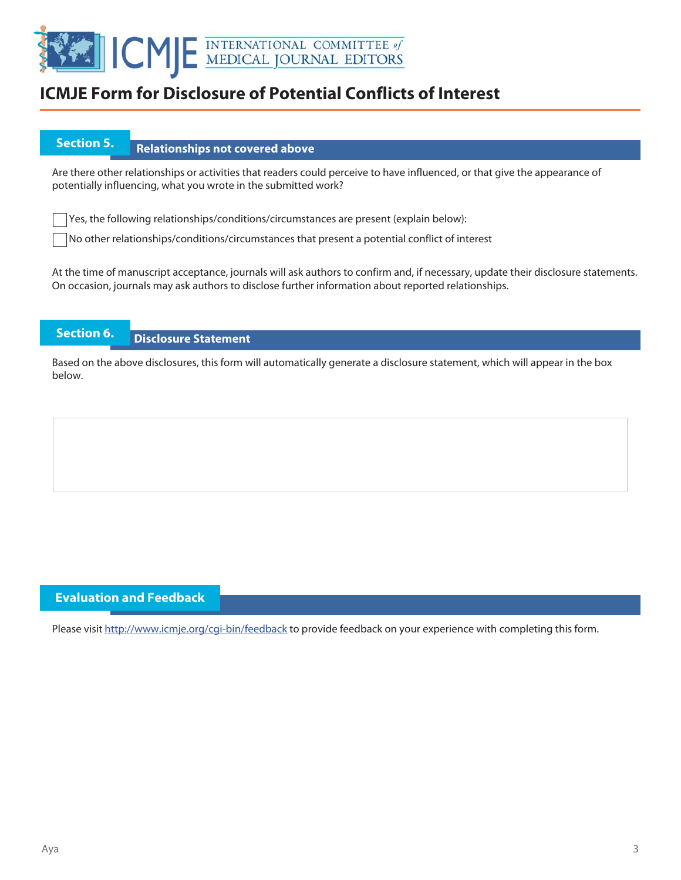# ICMJE Form for Disclosure of Potential Conflicts of Interest

## Section 5. Relationships not covered above

Are there other relationships or activities that readers could perceive to have influenced, or that give the appearance of potentially influencing, what you wrote in the submitted work?

☐ Yes, the following relationships/conditions/circumstances are present (explain below):

☐ No other relationships/conditions/circumstances that present a potential conflict of interest

At the time of manuscript acceptance, journals will ask authors to confirm and, if necessary, update their disclosure statements. On occasion, journals may ask authors to disclose further information about reported relationships.

## Section 6. Disclosure Statement

Based on the above disclosures, this form will automatically generate a disclosure statement, which will appear in the box below.

## Evaluation and Feedback

Please visit http://www.icmje.org/cgi-bin/feedback to provide feedback on your experience with completing this form.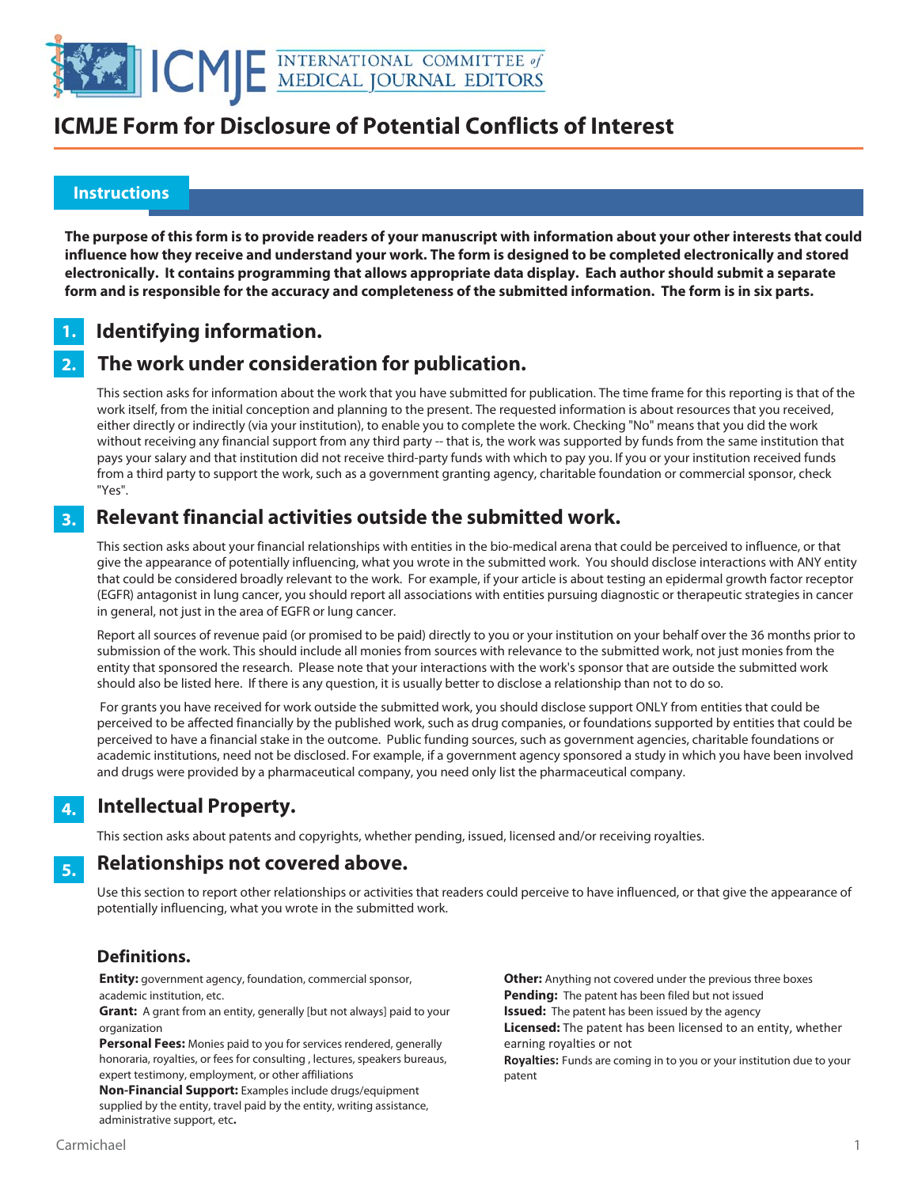# ICMJE Form for Disclosure of Potential Conflicts of Interest

## Instructions

**The purpose of this form is to provide readers of your manuscript with information about your other interests that could influence how they receive and understand your work. The form is designed to be completed electronically and stored electronically. It contains programming that allows appropriate data display. Each author should submit a separate form and is responsible for the accuracy and completeness of the submitted information. The form is in six parts.**

## 1. Identifying information.

## 2. The work under consideration for publication.

This section asks for information about the work that you have submitted for publication. The time frame for this reporting is that of the work itself, from the initial conception and planning to the present. The requested information is about resources that you received, either directly or indirectly (via your institution), to enable you to complete the work. Checking "No" means that you did the work without receiving any financial support from any third party -- that is, the work was supported by funds from the same institution that pays your salary and that institution did not receive third-party funds with which to pay you. If you or your institution received funds from a third party to support the work, such as a government granting agency, charitable foundation or commercial sponsor, check "Yes".

## 3. Relevant financial activities outside the submitted work.

This section asks about your financial relationships with entities in the bio-medical arena that could be perceived to influence, or that give the appearance of potentially influencing, what you wrote in the submitted work. You should disclose interactions with ANY entity that could be considered broadly relevant to the work. For example, if your article is about testing an epidermal growth factor receptor (EGFR) antagonist in lung cancer, you should report all associations with entities pursuing diagnostic or therapeutic strategies in cancer in general, not just in the area of EGFR or lung cancer.

Report all sources of revenue paid (or promised to be paid) directly to you or your institution on your behalf over the 36 months prior to submission of the work. This should include all monies from sources with relevance to the submitted work, not just monies from the entity that sponsored the research. Please note that your interactions with the work's sponsor that are outside the submitted work should also be listed here. If there is any question, it is usually better to disclose a relationship than not to do so.

For grants you have received for work outside the submitted work, you should disclose support ONLY from entities that could be perceived to be affected financially by the published work, such as drug companies, or foundations supported by entities that could be perceived to have a financial stake in the outcome. Public funding sources, such as government agencies, charitable foundations or academic institutions, need not be disclosed. For example, if a government agency sponsored a study in which you have been involved and drugs were provided by a pharmaceutical company, you need only list the pharmaceutical company.

## 4. Intellectual Property.

This section asks about patents and copyrights, whether pending, issued, licensed and/or receiving royalties.

## 5. Relationships not covered above.

Use this section to report other relationships or activities that readers could perceive to have influenced, or that give the appearance of potentially influencing, what you wrote in the submitted work.

### Definitions.

**Entity:** government agency, foundation, commercial sponsor, academic institution, etc.

**Grant:** A grant from an entity, generally [but not always] paid to your organization

**Personal Fees:** Monies paid to you for services rendered, generally honoraria, royalties, or fees for consulting , lectures, speakers bureaus, expert testimony, employment, or other affiliations

**Non-Financial Support:** Examples include drugs/equipment supplied by the entity, travel paid by the entity, writing assistance, administrative support, etc**.**

**Other:** Anything not covered under the previous three boxes

**Pending:** The patent has been filed but not issued

**Issued:** The patent has been issued by the agency

**Licensed:** The patent has been licensed to an entity, whether earning royalties or not

**Royalties:** Funds are coming in to you or your institution due to your patent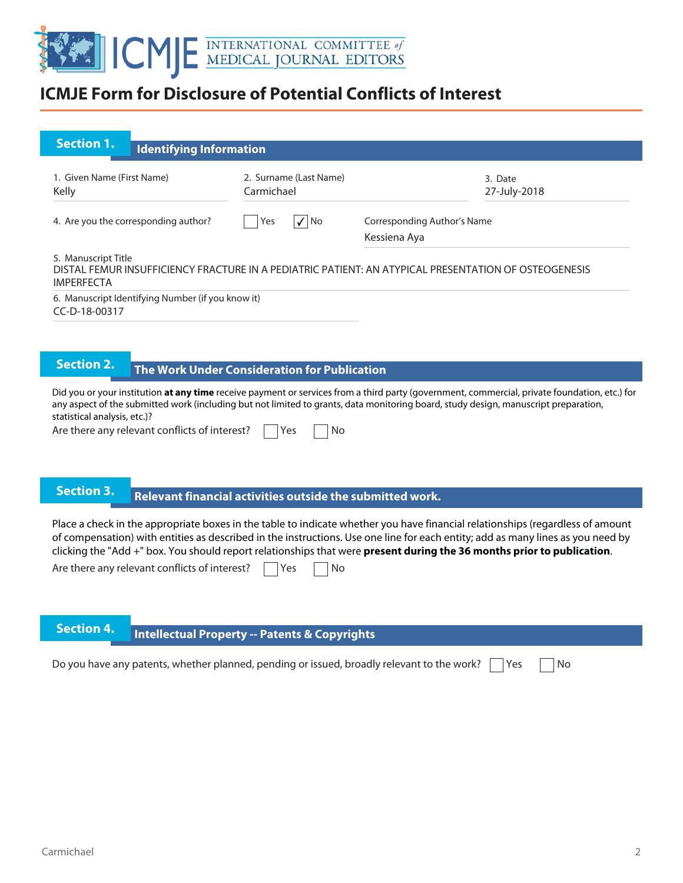# ICMJE Form for Disclosure of Potential Conflicts of Interest

## Section 1. Identifying Information

1. Given Name (First Name)
Kelly

2. Surname (Last Name)
Carmichael

3. Date
27-July-2018

4. Are you the corresponding author? ☐ Yes ☑ No

Corresponding Author's Name
Kessiena Aya

5. Manuscript Title
DISTAL FEMUR INSUFFICIENCY FRACTURE IN A PEDIATRIC PATIENT: AN ATYPICAL PRESENTATION OF OSTEOGENESIS IMPERFECTA

6. Manuscript Identifying Number (if you know it)
CC-D-18-00317

## Section 2. The Work Under Consideration for Publication

Did you or your institution **at any time** receive payment or services from a third party (government, commercial, private foundation, etc.) for any aspect of the submitted work (including but not limited to grants, data monitoring board, study design, manuscript preparation, statistical analysis, etc.)?

Are there any relevant conflicts of interest? ☐ Yes ☐ No

## Section 3. Relevant financial activities outside the submitted work.

Place a check in the appropriate boxes in the table to indicate whether you have financial relationships (regardless of amount of compensation) with entities as described in the instructions. Use one line for each entity; add as many lines as you need by clicking the "Add +" box. You should report relationships that were **present during the 36 months prior to publication**.

Are there any relevant conflicts of interest? ☐ Yes ☐ No

## Section 4. Intellectual Property -- Patents & Copyrights

Do you have any patents, whether planned, pending or issued, broadly relevant to the work? ☐ Yes ☐ No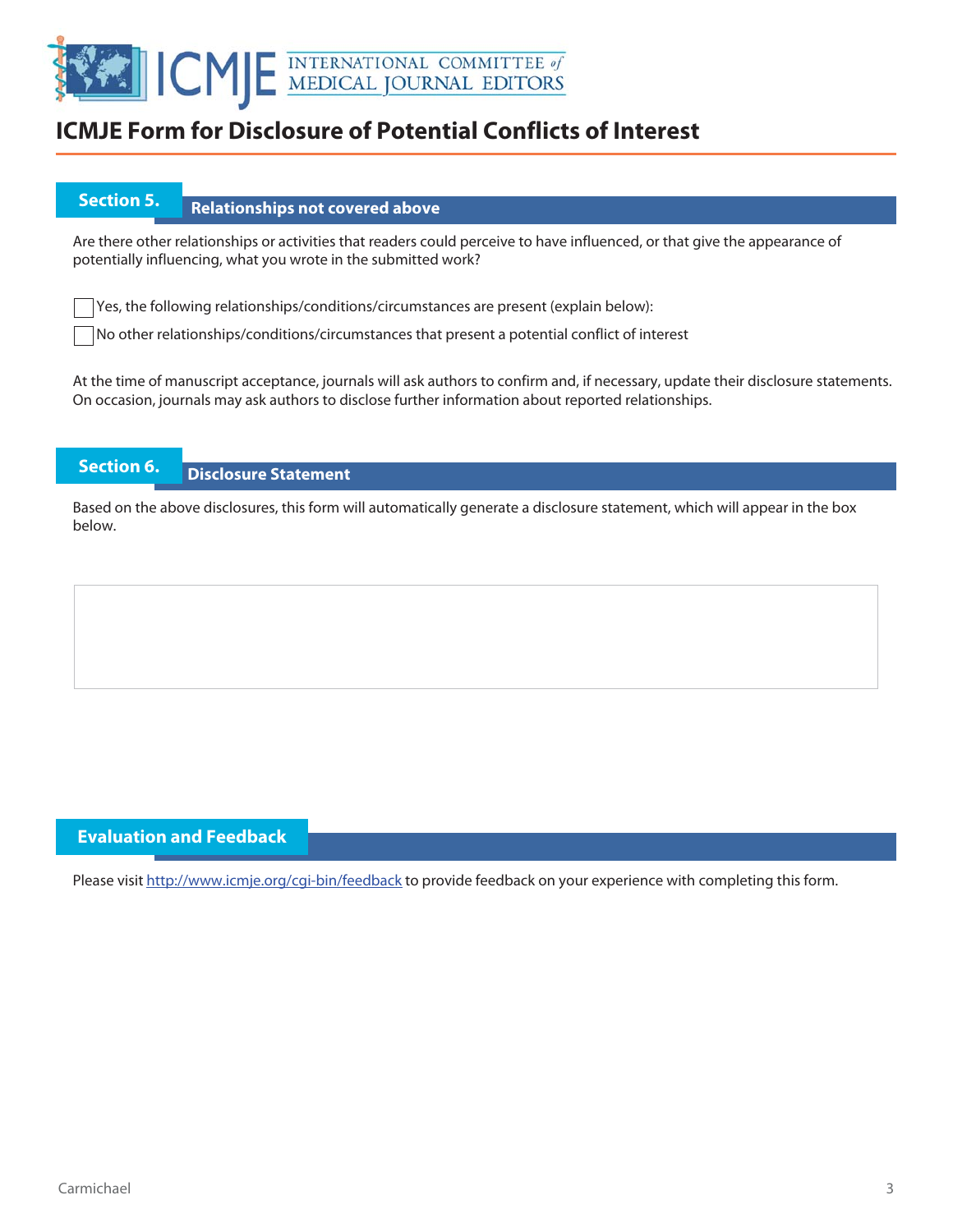# ICMJE Form for Disclosure of Potential Conflicts of Interest

## Section 5. Relationships not covered above

Are there other relationships or activities that readers could perceive to have influenced, or that give the appearance of potentially influencing, what you wrote in the submitted work?

☐ Yes, the following relationships/conditions/circumstances are present (explain below):

☐ No other relationships/conditions/circumstances that present a potential conflict of interest

At the time of manuscript acceptance, journals will ask authors to confirm and, if necessary, update their disclosure statements. On occasion, journals may ask authors to disclose further information about reported relationships.

## Section 6. Disclosure Statement

Based on the above disclosures, this form will automatically generate a disclosure statement, which will appear in the box below.

## Evaluation and Feedback

Please visit http://www.icmje.org/cgi-bin/feedback to provide feedback on your experience with completing this form.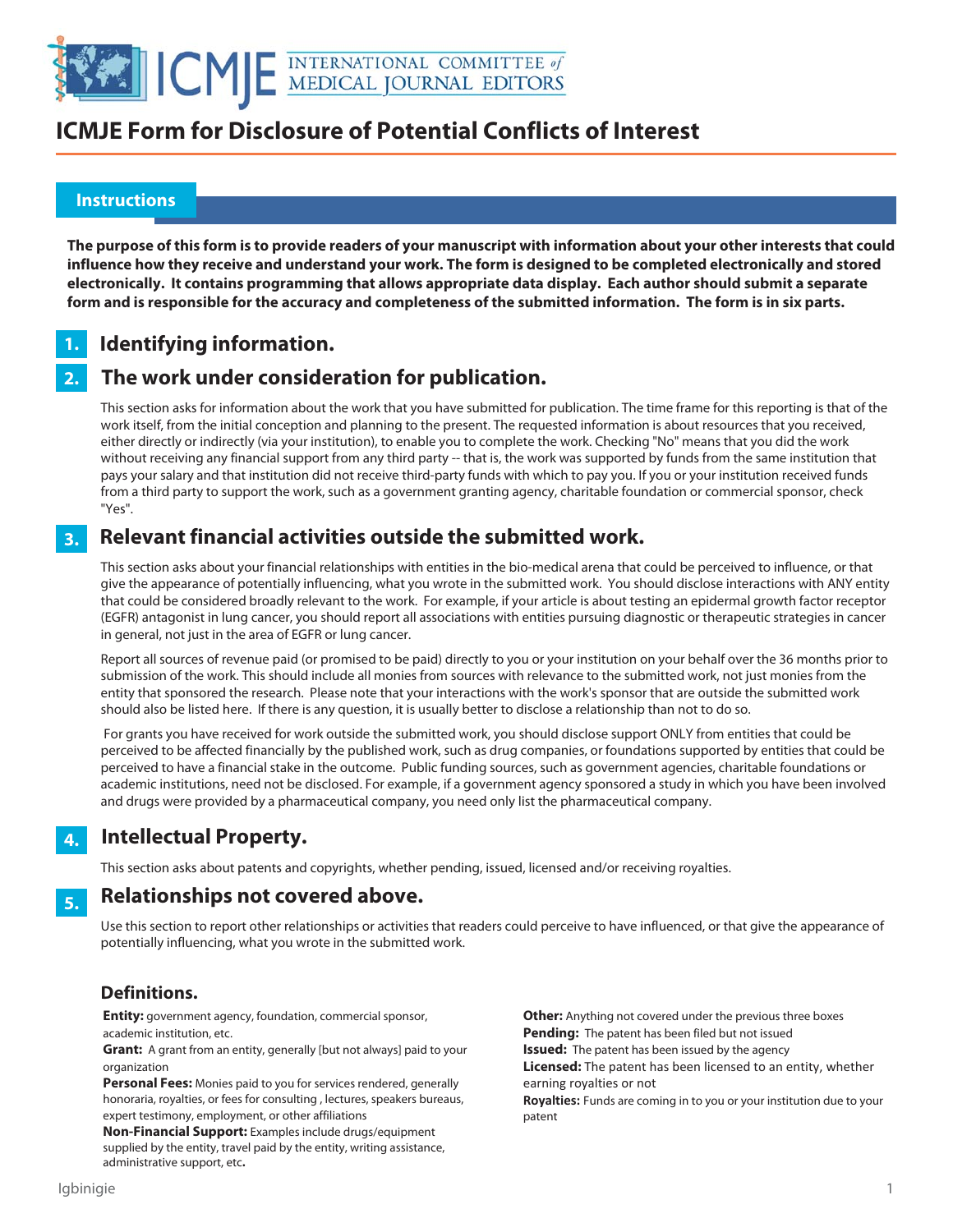# ICMJE Form for Disclosure of Potential Conflicts of Interest

## Instructions

**The purpose of this form is to provide readers of your manuscript with information about your other interests that could influence how they receive and understand your work. The form is designed to be completed electronically and stored electronically. It contains programming that allows appropriate data display. Each author should submit a separate form and is responsible for the accuracy and completeness of the submitted information. The form is in six parts.**

### 1. Identifying information.

### 2. The work under consideration for publication.

This section asks for information about the work that you have submitted for publication. The time frame for this reporting is that of the work itself, from the initial conception and planning to the present. The requested information is about resources that you received, either directly or indirectly (via your institution), to enable you to complete the work. Checking "No" means that you did the work without receiving any financial support from any third party -- that is, the work was supported by funds from the same institution that pays your salary and that institution did not receive third-party funds with which to pay you. If you or your institution received funds from a third party to support the work, such as a government granting agency, charitable foundation or commercial sponsor, check "Yes".

### 3. Relevant financial activities outside the submitted work.

This section asks about your financial relationships with entities in the bio-medical arena that could be perceived to influence, or that give the appearance of potentially influencing, what you wrote in the submitted work. You should disclose interactions with ANY entity that could be considered broadly relevant to the work. For example, if your article is about testing an epidermal growth factor receptor (EGFR) antagonist in lung cancer, you should report all associations with entities pursuing diagnostic or therapeutic strategies in cancer in general, not just in the area of EGFR or lung cancer.

Report all sources of revenue paid (or promised to be paid) directly to you or your institution on your behalf over the 36 months prior to submission of the work. This should include all monies from sources with relevance to the submitted work, not just monies from the entity that sponsored the research. Please note that your interactions with the work's sponsor that are outside the submitted work should also be listed here. If there is any question, it is usually better to disclose a relationship than not to do so.

For grants you have received for work outside the submitted work, you should disclose support ONLY from entities that could be perceived to be affected financially by the published work, such as drug companies, or foundations supported by entities that could be perceived to have a financial stake in the outcome. Public funding sources, such as government agencies, charitable foundations or academic institutions, need not be disclosed. For example, if a government agency sponsored a study in which you have been involved and drugs were provided by a pharmaceutical company, you need only list the pharmaceutical company.

### 4. Intellectual Property.

This section asks about patents and copyrights, whether pending, issued, licensed and/or receiving royalties.

### 5. Relationships not covered above.

Use this section to report other relationships or activities that readers could perceive to have influenced, or that give the appearance of potentially influencing, what you wrote in the submitted work.

### Definitions.

**Entity:** government agency, foundation, commercial sponsor, academic institution, etc.

**Grant:** A grant from an entity, generally [but not always] paid to your organization

**Personal Fees:** Monies paid to you for services rendered, generally honoraria, royalties, or fees for consulting , lectures, speakers bureaus, expert testimony, employment, or other affiliations

**Non-Financial Support:** Examples include drugs/equipment supplied by the entity, travel paid by the entity, writing assistance, administrative support, etc**.**

**Other:** Anything not covered under the previous three boxes

**Pending:** The patent has been filed but not issued

**Issued:** The patent has been issued by the agency

**Licensed:** The patent has been licensed to an entity, whether earning royalties or not

**Royalties:** Funds are coming in to you or your institution due to your patent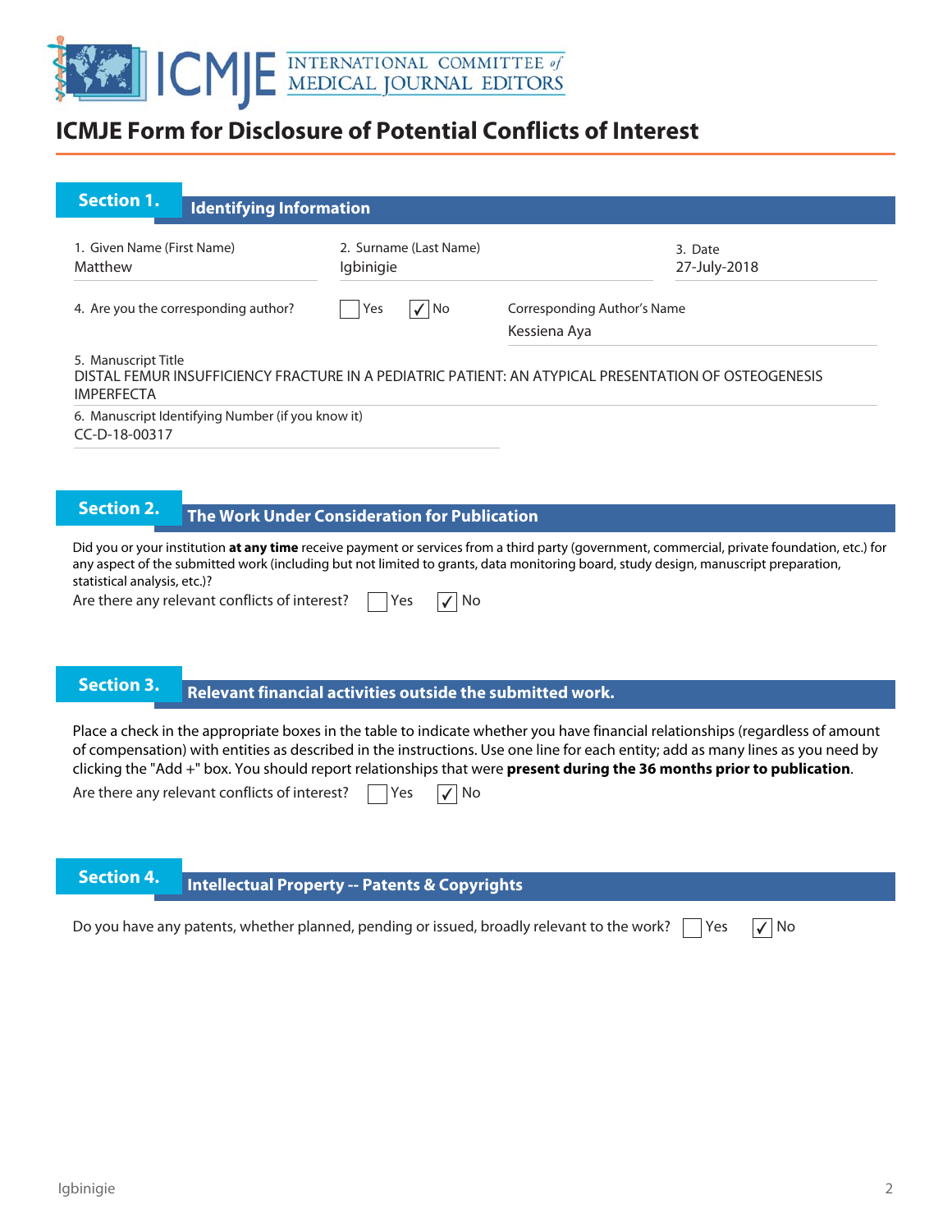# ICMJE Form for Disclosure of Potential Conflicts of Interest

## Section 1. Identifying Information

1. Given Name (First Name)
Matthew

2. Surname (Last Name)
Igbinigie

3. Date
27-July-2018

4. Are you the corresponding author? ☐ Yes ☑ No

Corresponding Author's Name
Kessiena Aya

5. Manuscript Title
DISTAL FEMUR INSUFFICIENCY FRACTURE IN A PEDIATRIC PATIENT: AN ATYPICAL PRESENTATION OF OSTEOGENESIS IMPERFECTA

6. Manuscript Identifying Number (if you know it)
CC-D-18-00317

## Section 2. The Work Under Consideration for Publication

Did you or your institution **at any time** receive payment or services from a third party (government, commercial, private foundation, etc.) for any aspect of the submitted work (including but not limited to grants, data monitoring board, study design, manuscript preparation, statistical analysis, etc.)?

Are there any relevant conflicts of interest? ☐ Yes ☑ No

## Section 3. Relevant financial activities outside the submitted work.

Place a check in the appropriate boxes in the table to indicate whether you have financial relationships (regardless of amount of compensation) with entities as described in the instructions. Use one line for each entity; add as many lines as you need by clicking the "Add +" box. You should report relationships that were **present during the 36 months prior to publication**.

Are there any relevant conflicts of interest? ☐ Yes ☑ No

## Section 4. Intellectual Property -- Patents & Copyrights

Do you have any patents, whether planned, pending or issued, broadly relevant to the work? ☐ Yes ☑ No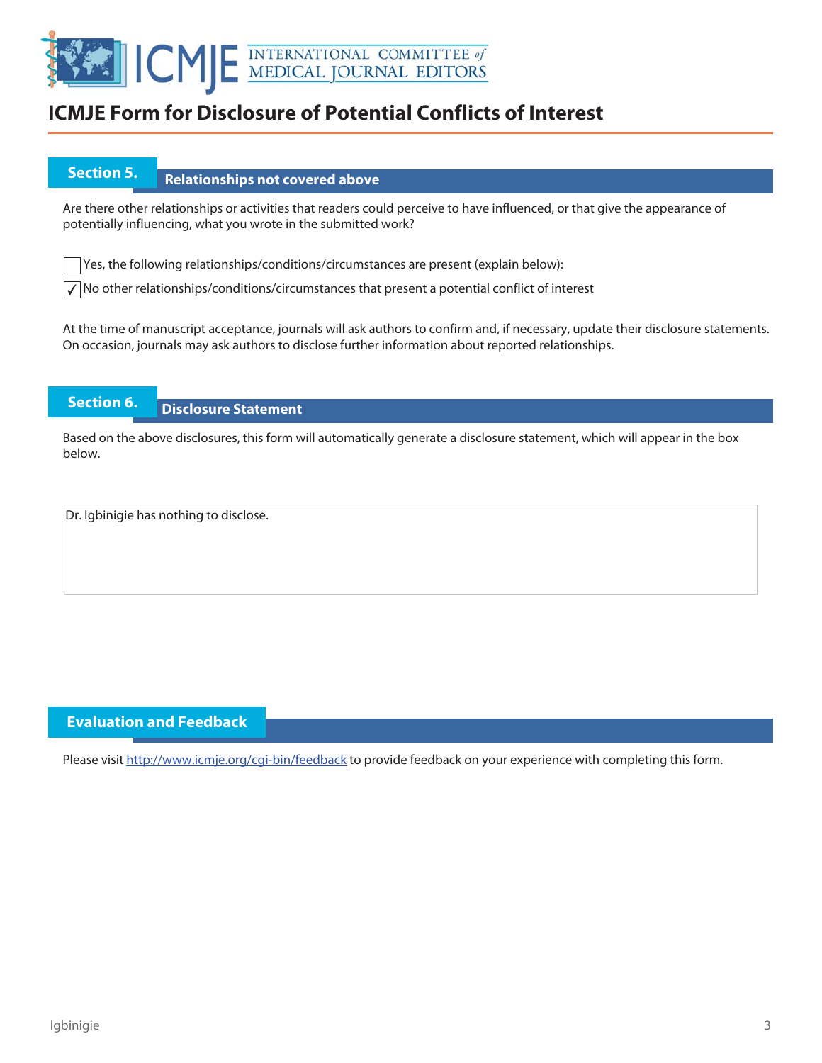# ICMJE Form for Disclosure of Potential Conflicts of Interest

## Section 5. Relationships not covered above

Are there other relationships or activities that readers could perceive to have influenced, or that give the appearance of potentially influencing, what you wrote in the submitted work?

☐ Yes, the following relationships/conditions/circumstances are present (explain below):

☑ No other relationships/conditions/circumstances that present a potential conflict of interest

At the time of manuscript acceptance, journals will ask authors to confirm and, if necessary, update their disclosure statements. On occasion, journals may ask authors to disclose further information about reported relationships.

## Section 6. Disclosure Statement

Based on the above disclosures, this form will automatically generate a disclosure statement, which will appear in the box below.

Dr. Igbinigie has nothing to disclose.

## Evaluation and Feedback

Please visit http://www.icmje.org/cgi-bin/feedback to provide feedback on your experience with completing this form.